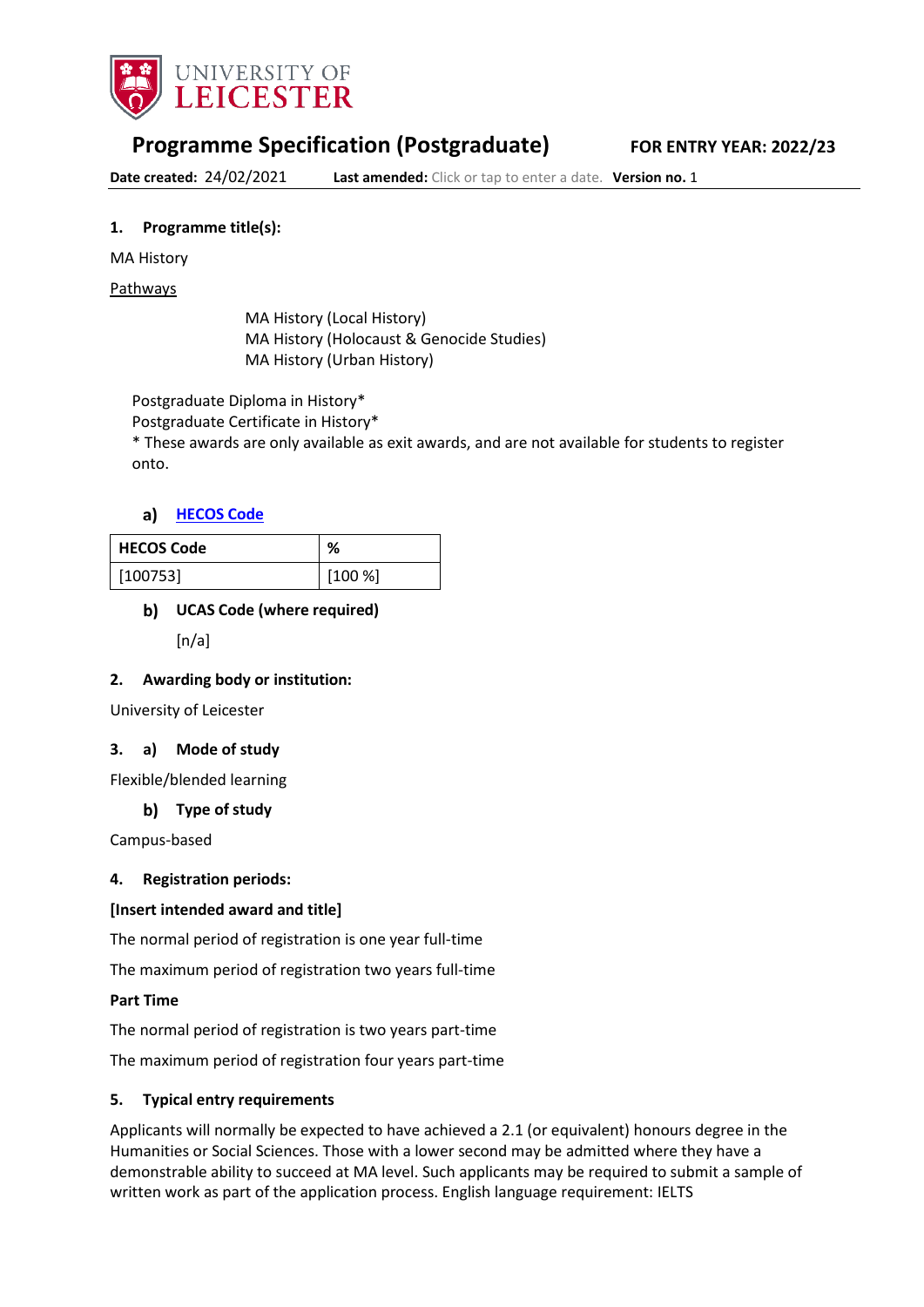UNIVERSITY OF LEICESTER

# Programme Specification (Postgraduate)

**FOR ENTRY YEAR: 2022/23**

**Date created:** 24/02/2021 **Last amended:** Click or tap to enter a date. **Version no.** 1

## 1. Programme title(s):

MA History

Pathways

MA History (Local History)
MA History (Holocaust & Genocide Studies)
MA History (Urban History)

Postgraduate Diploma in History*
Postgraduate Certificate in History*
* These awards are only available as exit awards, and are not available for students to register onto.

### a) HECOS Code

| HECOS Code | % |
|---|---|
| [100753] | [100 %] |

### b) UCAS Code (where required)

[n/a]

## 2. Awarding body or institution:

University of Leicester

## 3. a) Mode of study

Flexible/blended learning

### b) Type of study

Campus-based

## 4. Registration periods:

**[Insert intended award and title]**

The normal period of registration is one year full-time

The maximum period of registration two years full-time

**Part Time**

The normal period of registration is two years part-time

The maximum period of registration four years part-time

## 5. Typical entry requirements

Applicants will normally be expected to have achieved a 2.1 (or equivalent) honours degree in the Humanities or Social Sciences. Those with a lower second may be admitted where they have a demonstrable ability to succeed at MA level. Such applicants may be required to submit a sample of written work as part of the application process. English language requirement: IELTS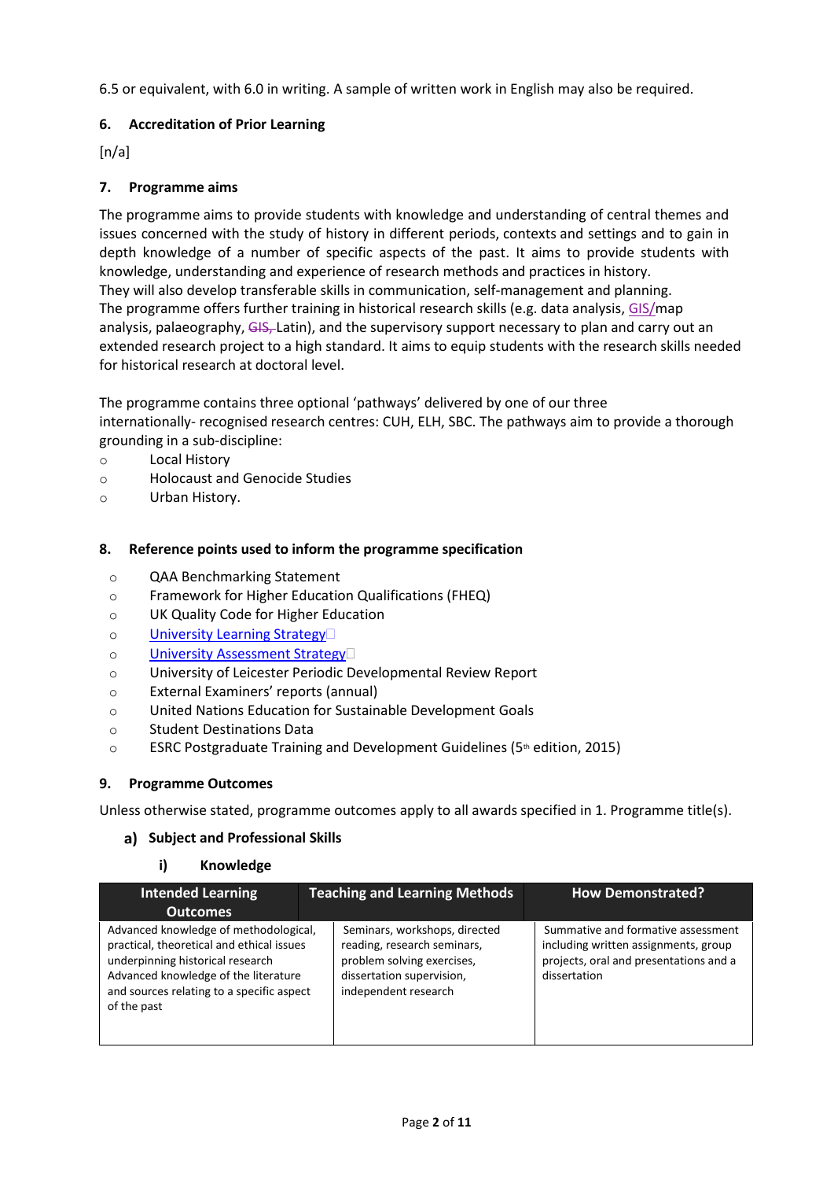6.5 or equivalent, with 6.0 in writing. A sample of written work in English may also be required.

## 6. Accreditation of Prior Learning

[n/a]

## 7. Programme aims

The programme aims to provide students with knowledge and understanding of central themes and issues concerned with the study of history in different periods, contexts and settings and to gain in depth knowledge of a number of specific aspects of the past. It aims to provide students with knowledge, understanding and experience of research methods and practices in history.
They will also develop transferable skills in communication, self-management and planning.
The programme offers further training in historical research skills (e.g. data analysis, GIS/map analysis, palaeography, ~~GIS,~~ Latin), and the supervisory support necessary to plan and carry out an extended research project to a high standard. It aims to equip students with the research skills needed for historical research at doctoral level.

The programme contains three optional 'pathways' delivered by one of our three internationally- recognised research centres: CUH, ELH, SBC. The pathways aim to provide a thorough grounding in a sub-discipline:

- Local History
- Holocaust and Genocide Studies
- Urban History.

## 8. Reference points used to inform the programme specification

- QAA Benchmarking Statement
- Framework for Higher Education Qualifications (FHEQ)
- UK Quality Code for Higher Education
- University Learning Strategy
- University Assessment Strategy
- University of Leicester Periodic Developmental Review Report
- External Examiners' reports (annual)
- United Nations Education for Sustainable Development Goals
- Student Destinations Data
- ESRC Postgraduate Training and Development Guidelines (5th edition, 2015)

## 9. Programme Outcomes

Unless otherwise stated, programme outcomes apply to all awards specified in 1. Programme title(s).

### a) Subject and Professional Skills

#### i) Knowledge

| Intended Learning Outcomes | Teaching and Learning Methods | How Demonstrated? |
|---|---|---|
| Advanced knowledge of methodological, practical, theoretical and ethical issues underpinning historical research<br>Advanced knowledge of the literature and sources relating to a specific aspect of the past | Seminars, workshops, directed reading, research seminars, problem solving exercises, dissertation supervision, independent research | Summative and formative assessment including written assignments, group projects, oral and presentations and a dissertation |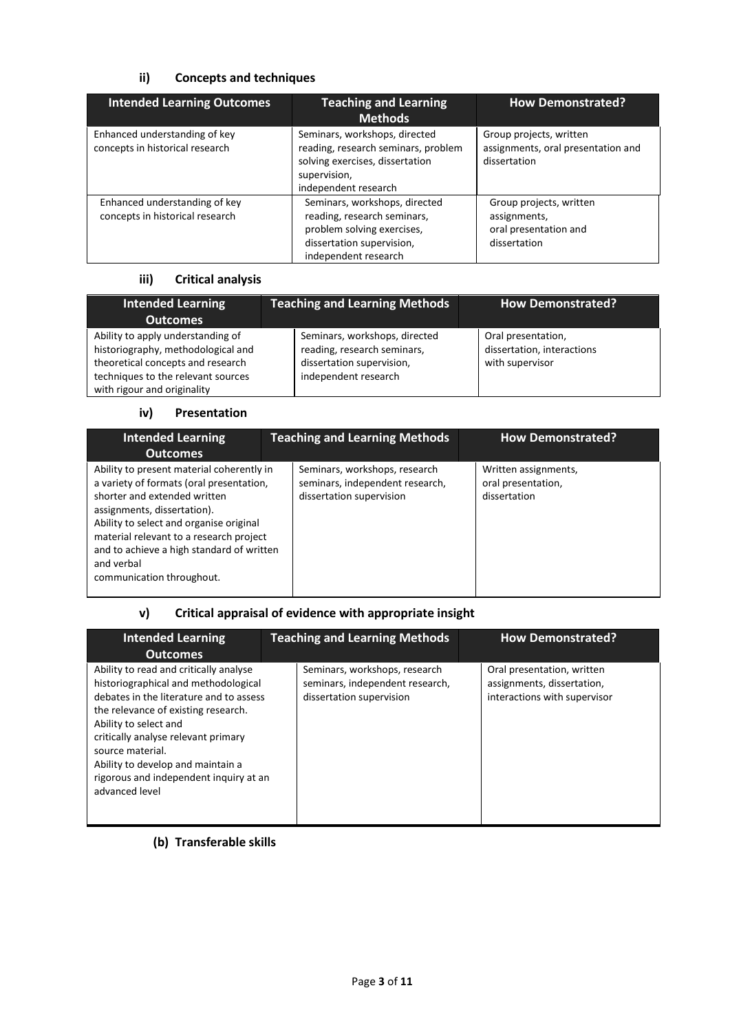### ii) Concepts and techniques

| Intended Learning Outcomes | Teaching and Learning Methods | How Demonstrated? |
|---|---|---|
| Enhanced understanding of key concepts in historical research | Seminars, workshops, directed reading, research seminars, problem solving exercises, dissertation supervision, independent research | Group projects, written assignments, oral presentation and dissertation |
| Enhanced understanding of key concepts in historical research | Seminars, workshops, directed reading, research seminars, problem solving exercises, dissertation supervision, independent research | Group projects, written assignments, oral presentation and dissertation |

### iii) Critical analysis

| Intended Learning Outcomes | Teaching and Learning Methods | How Demonstrated? |
|---|---|---|
| Ability to apply understanding of historiography, methodological and theoretical concepts and research techniques to the relevant sources with rigour and originality | Seminars, workshops, directed reading, research seminars, dissertation supervision, independent research | Oral presentation, dissertation, interactions with supervisor |

### iv) Presentation

| Intended Learning Outcomes | Teaching and Learning Methods | How Demonstrated? |
|---|---|---|
| Ability to present material coherently in a variety of formats (oral presentation, shorter and extended written assignments, dissertation). Ability to select and organise original material relevant to a research project and to achieve a high standard of written and verbal communication throughout. | Seminars, workshops, research seminars, independent research, dissertation supervision | Written assignments, oral presentation, dissertation |

### v) Critical appraisal of evidence with appropriate insight

| Intended Learning Outcomes | Teaching and Learning Methods | How Demonstrated? |
|---|---|---|
| Ability to read and critically analyse historiographical and methodological debates in the literature and to assess the relevance of existing research. Ability to select and critically analyse relevant primary source material. Ability to develop and maintain a rigorous and independent inquiry at an advanced level | Seminars, workshops, research seminars, independent research, dissertation supervision | Oral presentation, written assignments, dissertation, interactions with supervisor |

### (b) Transferable skills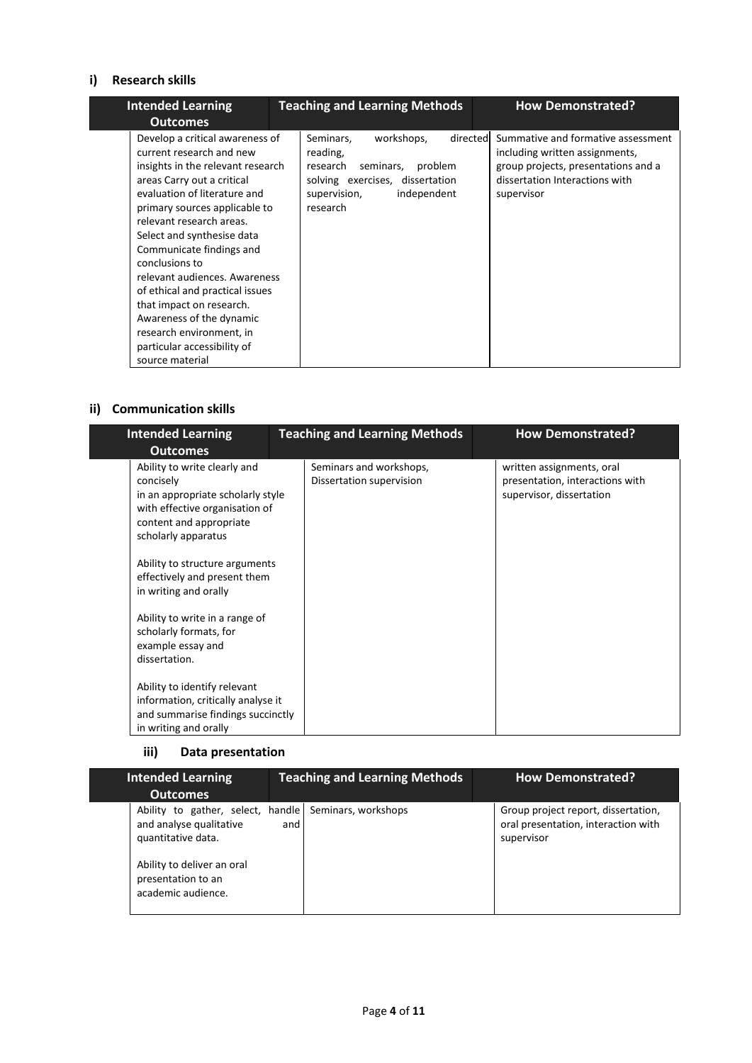### i) Research skills

| Intended Learning Outcomes | Teaching and Learning Methods | How Demonstrated? |
|---|---|---|
| Develop a critical awareness of current research and new insights in the relevant research areas Carry out a critical evaluation of literature and primary sources applicable to relevant research areas. Select and synthesise data Communicate findings and conclusions to relevant audiences. Awareness of ethical and practical issues that impact on research. Awareness of the dynamic research environment, in particular accessibility of source material | Seminars, workshops, directed reading, research seminars, problem solving exercises, dissertation supervision, independent research | Summative and formative assessment including written assignments, group projects, presentations and a dissertation Interactions with supervisor |

### ii) Communication skills

| Intended Learning Outcomes | Teaching and Learning Methods | How Demonstrated? |
|---|---|---|
| Ability to write clearly and concisely in an appropriate scholarly style with effective organisation of content and appropriate scholarly apparatus<br><br>Ability to structure arguments effectively and present them in writing and orally<br><br>Ability to write in a range of scholarly formats, for example essay and dissertation.<br><br>Ability to identify relevant information, critically analyse it and summarise findings succinctly in writing and orally | Seminars and workshops, Dissertation supervision | written assignments, oral presentation, interactions with supervisor, dissertation |

### iii) Data presentation

| Intended Learning Outcomes | Teaching and Learning Methods | How Demonstrated? |
|---|---|---|
| Ability to gather, select, handle and analyse qualitative and quantitative data.<br><br>Ability to deliver an oral presentation to an academic audience. | Seminars, workshops | Group project report, dissertation, oral presentation, interaction with supervisor |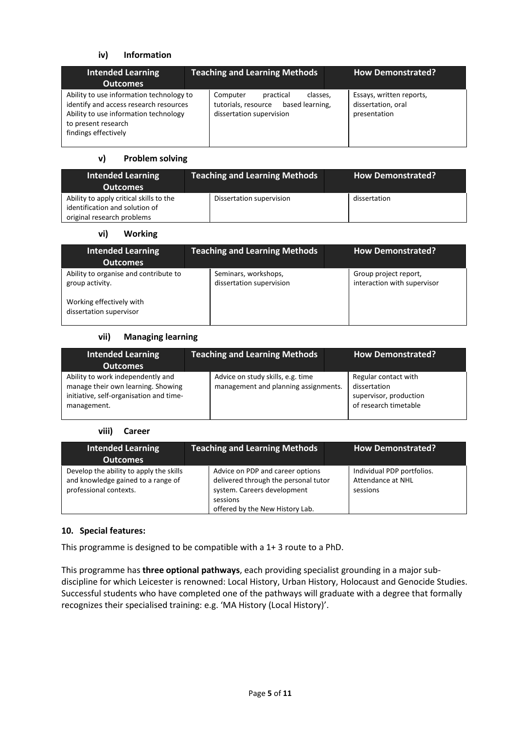### iv) Information

| Intended Learning Outcomes | Teaching and Learning Methods | How Demonstrated? |
| --- | --- | --- |
| Ability to use information technology to identify and access research resources<br>Ability to use information technology to present research findings effectively | Computer practical classes, tutorials, resource based learning, dissertation supervision | Essays, written reports, dissertation, oral presentation |

### v) Problem solving

| Intended Learning Outcomes | Teaching and Learning Methods | How Demonstrated? |
| --- | --- | --- |
| Ability to apply critical skills to the identification and solution of original research problems | Dissertation supervision | dissertation |

### vi) Working

| Intended Learning Outcomes | Teaching and Learning Methods | How Demonstrated? |
| --- | --- | --- |
| Ability to organise and contribute to group activity.<br><br>Working effectively with dissertation supervisor | Seminars, workshops, dissertation supervision | Group project report, interaction with supervisor |

### vii) Managing learning

| Intended Learning Outcomes | Teaching and Learning Methods | How Demonstrated? |
| --- | --- | --- |
| Ability to work independently and manage their own learning. Showing initiative, self-organisation and time-management. | Advice on study skills, e.g. time management and planning assignments. | Regular contact with dissertation supervisor, production of research timetable |

### viii) Career

| Intended Learning Outcomes | Teaching and Learning Methods | How Demonstrated? |
| --- | --- | --- |
| Develop the ability to apply the skills and knowledge gained to a range of professional contexts. | Advice on PDP and career options delivered through the personal tutor system. Careers development sessions offered by the New History Lab. | Individual PDP portfolios. Attendance at NHL sessions |

## 10. Special features:

This programme is designed to be compatible with a 1+ 3 route to a PhD.

This programme has **three optional pathways**, each providing specialist grounding in a major sub-discipline for which Leicester is renowned: Local History, Urban History, Holocaust and Genocide Studies. Successful students who have completed one of the pathways will graduate with a degree that formally recognizes their specialised training: e.g. 'MA History (Local History)'.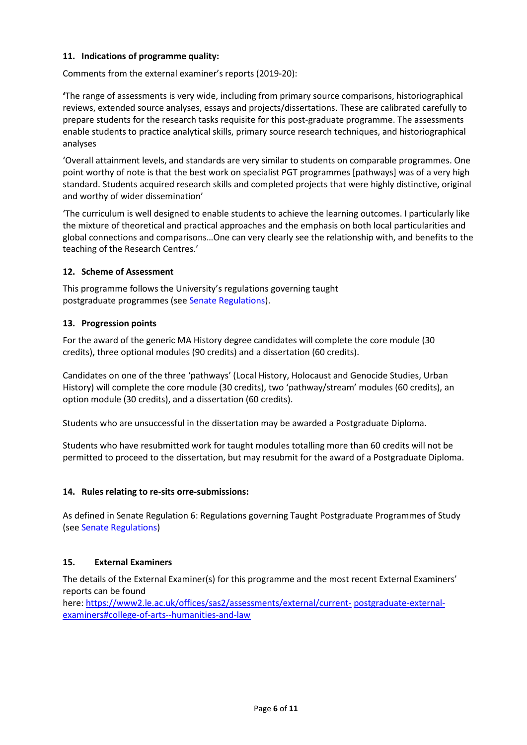### 11. Indications of programme quality:

Comments from the external examiner's reports (2019-20):

'The range of assessments is very wide, including from primary source comparisons, historiographical reviews, extended source analyses, essays and projects/dissertations. These are calibrated carefully to prepare students for the research tasks requisite for this post-graduate programme. The assessments enable students to practice analytical skills, primary source research techniques, and historiographical analyses

'Overall attainment levels, and standards are very similar to students on comparable programmes. One point worthy of note is that the best work on specialist PGT programmes [pathways] was of a very high standard. Students acquired research skills and completed projects that were highly distinctive, original and worthy of wider dissemination'

'The curriculum is well designed to enable students to achieve the learning outcomes. I particularly like the mixture of theoretical and practical approaches and the emphasis on both local particularities and global connections and comparisons…One can very clearly see the relationship with, and benefits to the teaching of the Research Centres.'

### 12. Scheme of Assessment

This programme follows the University's regulations governing taught postgraduate programmes (see Senate Regulations).

### 13. Progression points

For the award of the generic MA History degree candidates will complete the core module (30 credits), three optional modules (90 credits) and a dissertation (60 credits).

Candidates on one of the three 'pathways' (Local History, Holocaust and Genocide Studies, Urban History) will complete the core module (30 credits), two 'pathway/stream' modules (60 credits), an option module (30 credits), and a dissertation (60 credits).

Students who are unsuccessful in the dissertation may be awarded a Postgraduate Diploma.

Students who have resubmitted work for taught modules totalling more than 60 credits will not be permitted to proceed to the dissertation, but may resubmit for the award of a Postgraduate Diploma.

### 14. Rules relating to re-sits orre-submissions:

As defined in Senate Regulation 6: Regulations governing Taught Postgraduate Programmes of Study (see Senate Regulations)

### 15. External Examiners

The details of the External Examiner(s) for this programme and the most recent External Examiners' reports can be found here: https://www2.le.ac.uk/offices/sas2/assessments/external/current-postgraduate-external-examiners#college-of-arts--humanities-and-law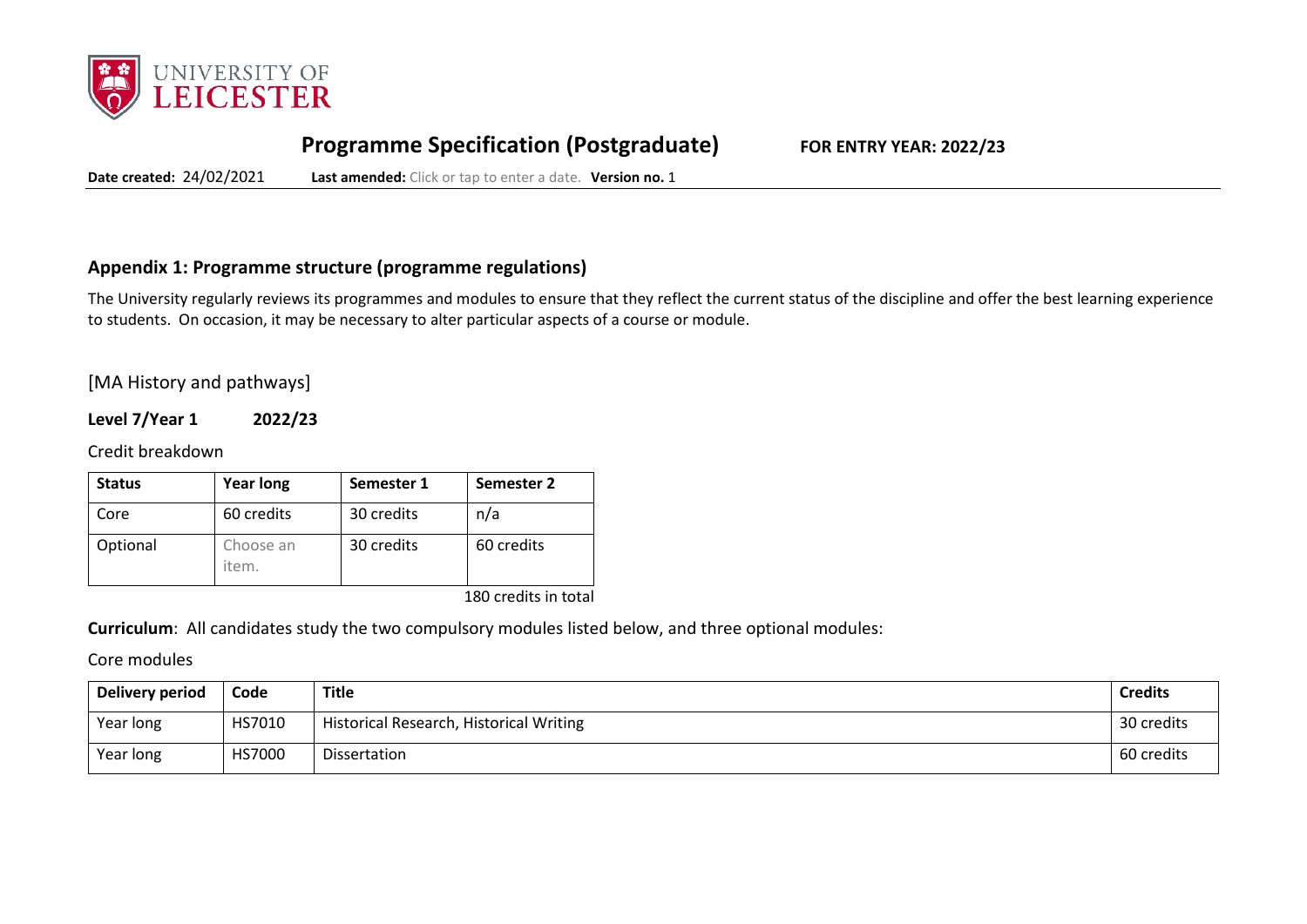# Programme Specification (Postgraduate)

**FOR ENTRY YEAR: 2022/23**

**Date created:** 24/02/2021 **Last amended:** Click or tap to enter a date. **Version no.** 1

## Appendix 1: Programme structure (programme regulations)

The University regularly reviews its programmes and modules to ensure that they reflect the current status of the discipline and offer the best learning experience to students. On occasion, it may be necessary to alter particular aspects of a course or module.

[MA History and pathways]

**Level 7/Year 1 2022/23**

Credit breakdown

| Status | Year long | Semester 1 | Semester 2 |
|---|---|---|---|
| Core | 60 credits | 30 credits | n/a |
| Optional | Choose an item. | 30 credits | 60 credits |

180 credits in total

**Curriculum**: All candidates study the two compulsory modules listed below, and three optional modules:

Core modules

| Delivery period | Code | Title | Credits |
|---|---|---|---|
| Year long | HS7010 | Historical Research, Historical Writing | 30 credits |
| Year long | HS7000 | Dissertation | 60 credits |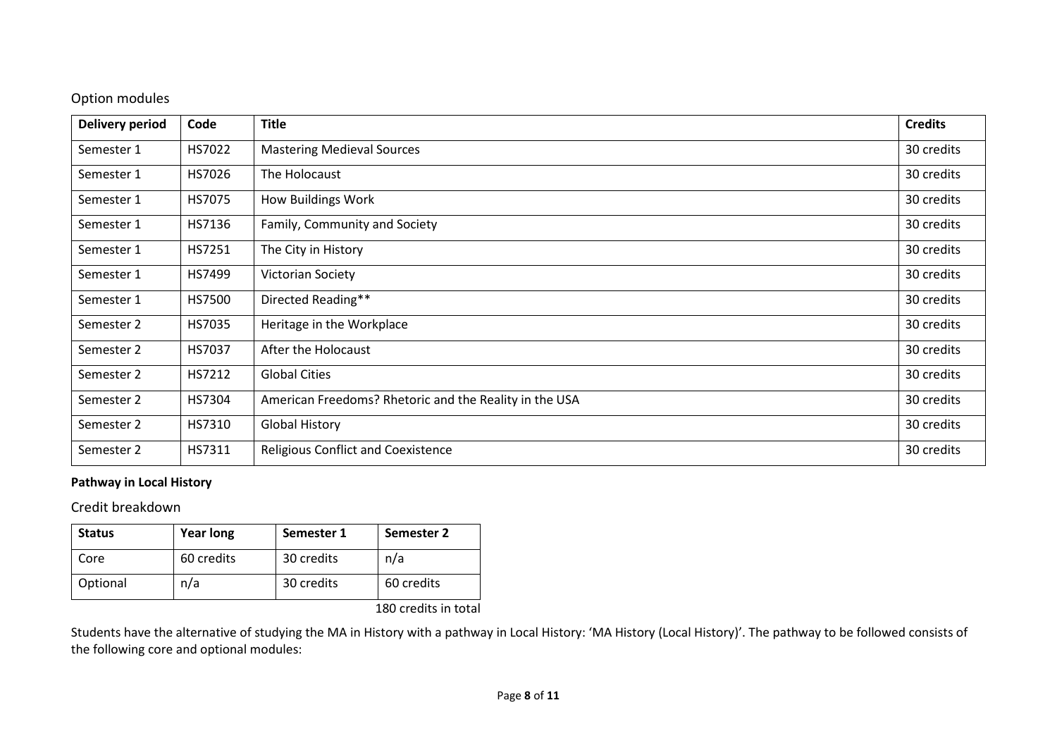## Option modules

| Delivery period | Code | Title | Credits |
|---|---|---|---|
| Semester 1 | HS7022 | Mastering Medieval Sources | 30 credits |
| Semester 1 | HS7026 | The Holocaust | 30 credits |
| Semester 1 | HS7075 | How Buildings Work | 30 credits |
| Semester 1 | HS7136 | Family, Community and Society | 30 credits |
| Semester 1 | HS7251 | The City in History | 30 credits |
| Semester 1 | HS7499 | Victorian Society | 30 credits |
| Semester 1 | HS7500 | Directed Reading** | 30 credits |
| Semester 2 | HS7035 | Heritage in the Workplace | 30 credits |
| Semester 2 | HS7037 | After the Holocaust | 30 credits |
| Semester 2 | HS7212 | Global Cities | 30 credits |
| Semester 2 | HS7304 | American Freedoms? Rhetoric and the Reality in the USA | 30 credits |
| Semester 2 | HS7310 | Global History | 30 credits |
| Semester 2 | HS7311 | Religious Conflict and Coexistence | 30 credits |

**Pathway in Local History**

## Credit breakdown

| Status | Year long | Semester 1 | Semester 2 |
|---|---|---|---|
| Core | 60 credits | 30 credits | n/a |
| Optional | n/a | 30 credits | 60 credits |

180 credits in total

Students have the alternative of studying the MA in History with a pathway in Local History: 'MA History (Local History)'. The pathway to be followed consists of the following core and optional modules: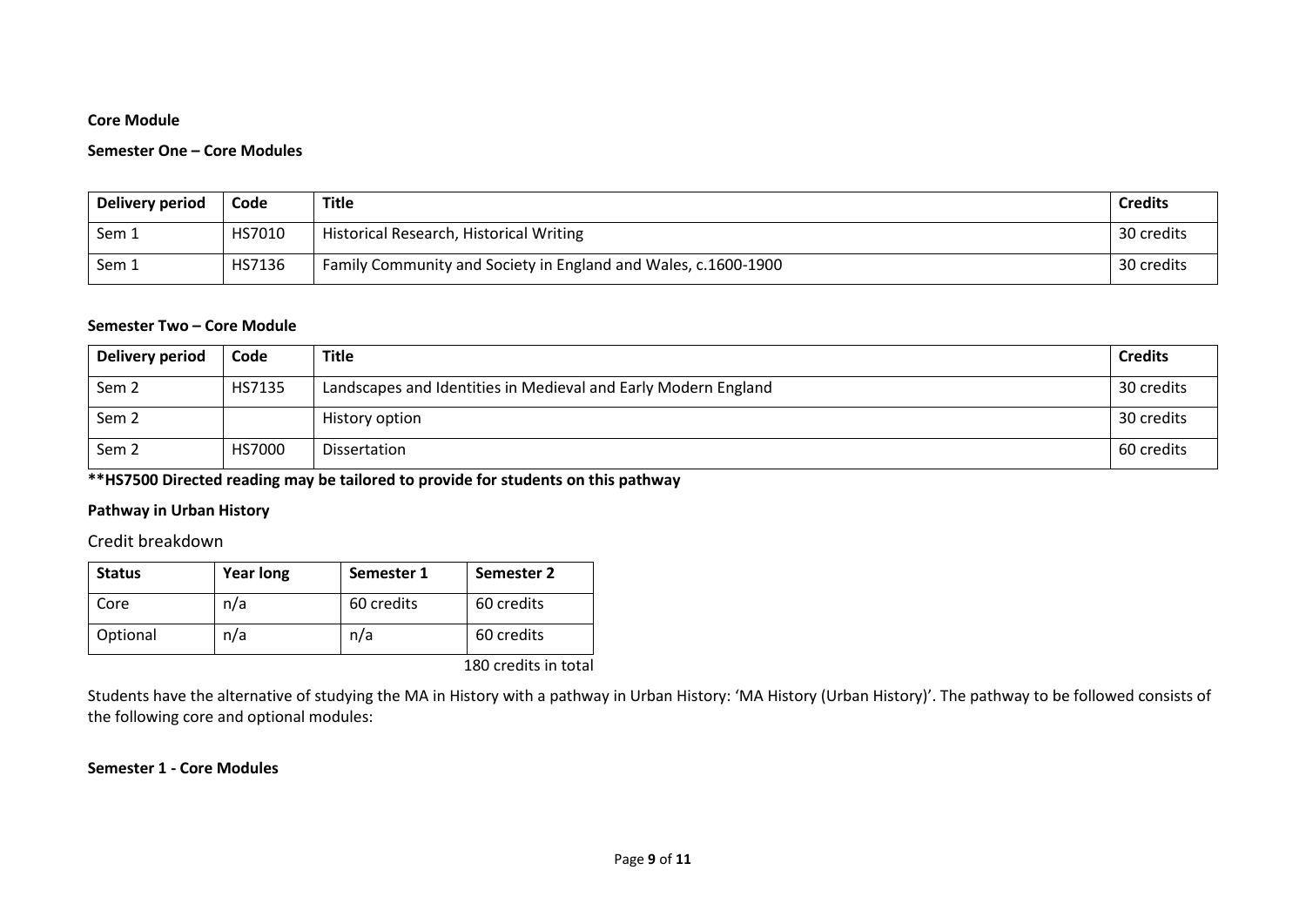**Core Module**

**Semester One – Core Modules**

| Delivery period | Code | Title | Credits |
|---|---|---|---|
| Sem 1 | HS7010 | Historical Research, Historical Writing | 30 credits |
| Sem 1 | HS7136 | Family Community and Society in England and Wales, c.1600-1900 | 30 credits |

**Semester Two – Core Module**

| Delivery period | Code | Title | Credits |
|---|---|---|---|
| Sem 2 | HS7135 | Landscapes and Identities in Medieval and Early Modern England | 30 credits |
| Sem 2 | | History option | 30 credits |
| Sem 2 | HS7000 | Dissertation | 60 credits |

****HS7500 Directed reading may be tailored to provide for students on this pathway**

**Pathway in Urban History**

Credit breakdown

| Status | Year long | Semester 1 | Semester 2 |
|---|---|---|---|
| Core | n/a | 60 credits | 60 credits |
| Optional | n/a | n/a | 60 credits |

180 credits in total

Students have the alternative of studying the MA in History with a pathway in Urban History: 'MA History (Urban History)'. The pathway to be followed consists of the following core and optional modules:

**Semester 1 - Core Modules**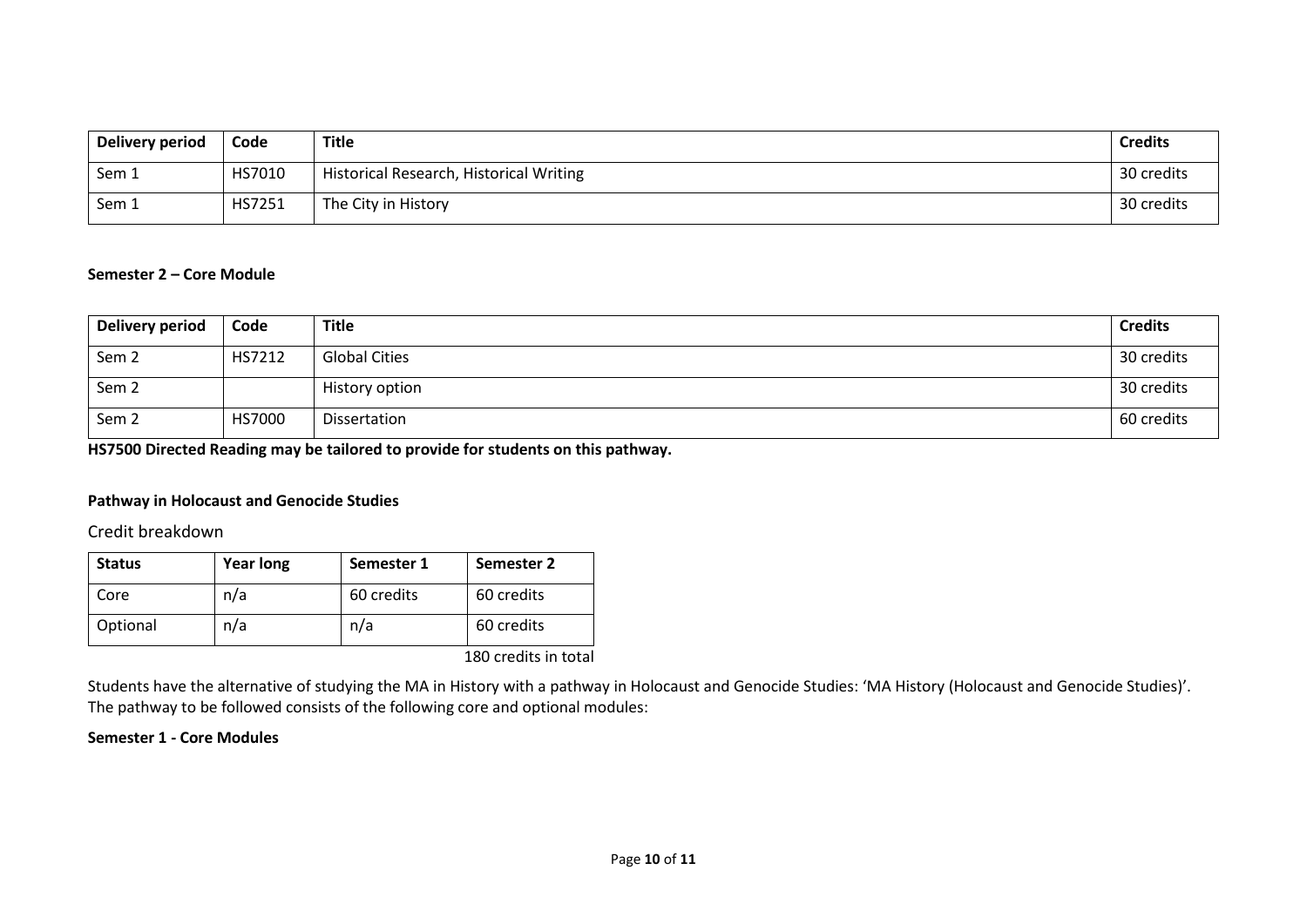| Delivery period | Code | Title | Credits |
|---|---|---|---|
| Sem 1 | HS7010 | Historical Research, Historical Writing | 30 credits |
| Sem 1 | HS7251 | The City in History | 30 credits |

**Semester 2 – Core Module**

| Delivery period | Code | Title | Credits |
|---|---|---|---|
| Sem 2 | HS7212 | Global Cities | 30 credits |
| Sem 2 | | History option | 30 credits |
| Sem 2 | HS7000 | Dissertation | 60 credits |

**HS7500 Directed Reading may be tailored to provide for students on this pathway.**

**Pathway in Holocaust and Genocide Studies**

Credit breakdown

| Status | Year long | Semester 1 | Semester 2 |
|---|---|---|---|
| Core | n/a | 60 credits | 60 credits |
| Optional | n/a | n/a | 60 credits |

180 credits in total

Students have the alternative of studying the MA in History with a pathway in Holocaust and Genocide Studies: 'MA History (Holocaust and Genocide Studies)'. The pathway to be followed consists of the following core and optional modules:

**Semester 1 - Core Modules**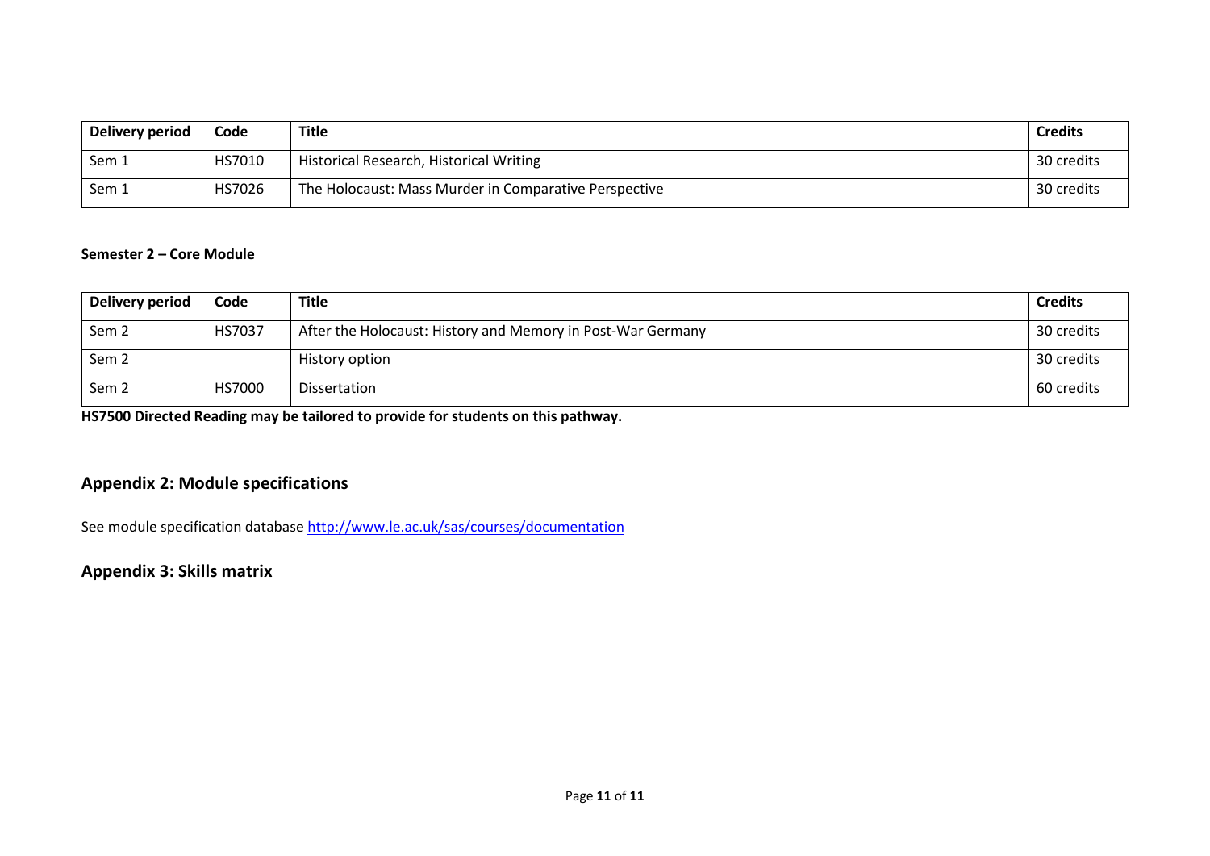| Delivery period | Code | Title | Credits |
| --- | --- | --- | --- |
| Sem 1 | HS7010 | Historical Research, Historical Writing | 30 credits |
| Sem 1 | HS7026 | The Holocaust: Mass Murder in Comparative Perspective | 30 credits |

**Semester 2 – Core Module**

| Delivery period | Code | Title | Credits |
| --- | --- | --- | --- |
| Sem 2 | HS7037 | After the Holocaust: History and Memory in Post-War Germany | 30 credits |
| Sem 2 | | History option | 30 credits |
| Sem 2 | HS7000 | Dissertation | 60 credits |

**HS7500 Directed Reading may be tailored to provide for students on this pathway.**

## Appendix 2: Module specifications

See module specification database http://www.le.ac.uk/sas/courses/documentation

## Appendix 3: Skills matrix